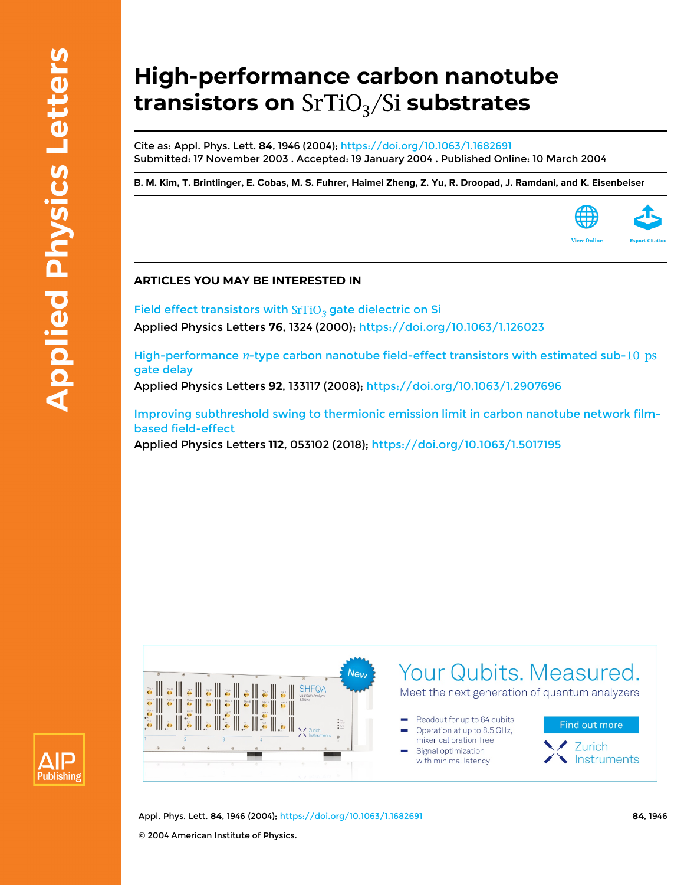# High-performance carbon nanotube transistors on $SrTiO_3$/Si substrates

Cite as: Appl. Phys. Lett. **84**, 1946 (2004); https://doi.org/10.1063/1.1682691
Submitted: 17 November 2003 . Accepted: 19 January 2004 . Published Online: 10 March 2004

**B. M. Kim, T. Brintlinger, E. Cobas, M. S. Fuhrer, Haimei Zheng, Z. Yu, R. Droopad, J. Ramdani, and K. Eisenbeiser**

View Online

Export Citation

## ARTICLES YOU MAY BE INTERESTED IN

Field effect transistors with $SrTiO_3$ gate dielectric on Si
Applied Physics Letters **76**, 1324 (2000); https://doi.org/10.1063/1.126023

High-performance $n$-type carbon nanotube field-effect transistors with estimated sub-10-ps gate delay
Applied Physics Letters **92**, 133117 (2008); https://doi.org/10.1063/1.2907696

Improving subthreshold swing to thermionic emission limit in carbon nanotube network film-based field-effect
Applied Physics Letters **112**, 053102 (2018); https://doi.org/10.1063/1.5017195

© 2004 American Institute of Physics.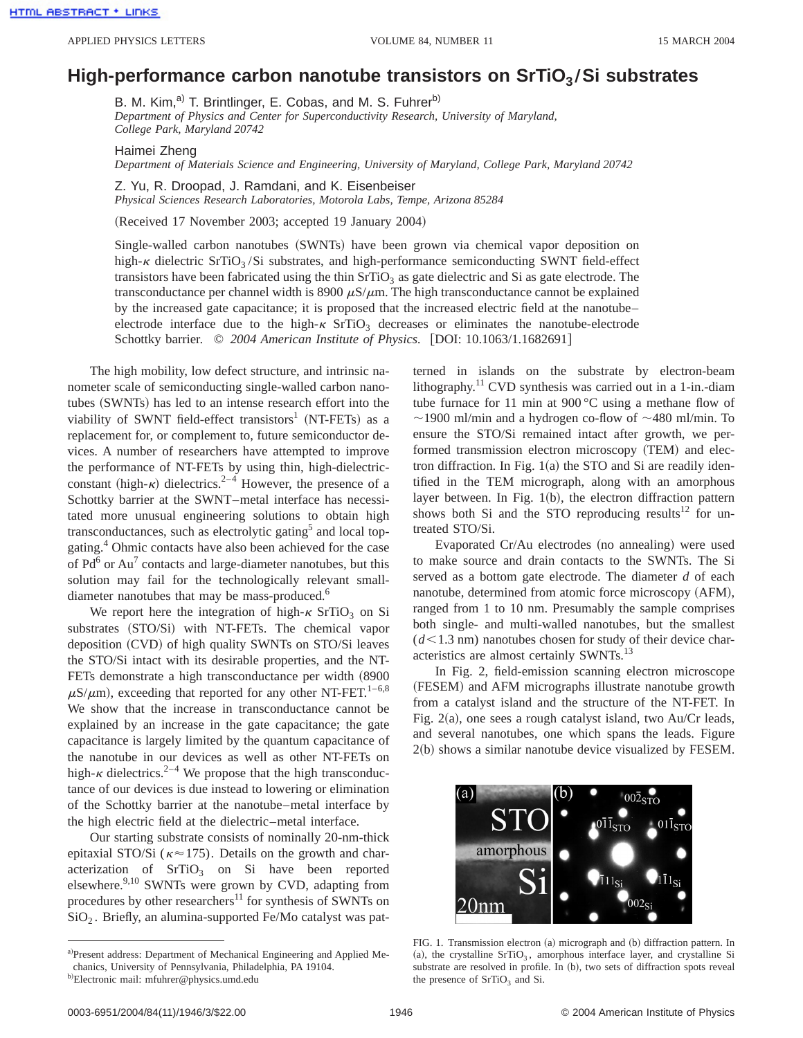# High-performance carbon nanotube transistors on $SrTiO_3/Si$ substrates

B. M. Kim,[a)] T. Brintlinger, E. Cobas, and M. S. Fuhrer[b)]
*Department of Physics and Center for Superconductivity Research, University of Maryland, College Park, Maryland 20742*

Haimei Zheng
*Department of Materials Science and Engineering, University of Maryland, College Park, Maryland 20742*

Z. Yu, R. Droopad, J. Ramdani, and K. Eisenbeiser
*Physical Sciences Research Laboratories, Motorola Labs, Tempe, Arizona 85284*

(Received 17 November 2003; accepted 19 January 2004)

Single-walled carbon nanotubes (SWNTs) have been grown via chemical vapor deposition on high-$\kappa$ dielectric $SrTiO_3/Si$ substrates, and high-performance semiconducting SWNT field-effect transistors have been fabricated using the thin $SrTiO_3$ as gate dielectric and Si as gate electrode. The transconductance per channel width is 8900 $\mu$S/$\mu$m. The high transconductance cannot be explained by the increased gate capacitance; it is proposed that the increased electric field at the nanotube–electrode interface due to the high-$\kappa$ $SrTiO_3$ decreases or eliminates the nanotube-electrode Schottky barrier. © *2004 American Institute of Physics.* [DOI: 10.1063/1.1682691]

The high mobility, low defect structure, and intrinsic nanometer scale of semiconducting single-walled carbon nanotubes (SWNTs) has led to an intense research effort into the viability of SWNT field-effect transistors[1] (NT-FETs) as a replacement for, or complement to, future semiconductor devices. A number of researchers have attempted to improve the performance of NT-FETs by using thin, high-dielectric-constant (high-$\kappa$) dielectrics.[2–4] However, the presence of a Schottky barrier at the SWNT–metal interface has necessitated more unusual engineering solutions to obtain high transconductances, such as electrolytic gating[5] and local top-gating.[4] Ohmic contacts have also been achieved for the case of Pd[6] or Au[7] contacts and large-diameter nanotubes, but this solution may fail for the technologically relevant small-diameter nanotubes that may be mass-produced.[6]

We report here the integration of high-$\kappa$ $SrTiO_3$ on Si substrates (STO/Si) with NT-FETs. The chemical vapor deposition (CVD) of high quality SWNTs on STO/Si leaves the STO/Si intact with its desirable properties, and the NT-FETs demonstrate a high transconductance per width (8900 $\mu$S/$\mu$m), exceeding that reported for any other NT-FET.[1–6,8] We show that the increase in transconductance cannot be explained by an increase in the gate capacitance; the gate capacitance is largely limited by the quantum capacitance of the nanotube in our devices as well as other NT-FETs on high-$\kappa$ dielectrics.[2–4] We propose that the high transconductance of our devices is due instead to lowering or elimination of the Schottky barrier at the nanotube–metal interface by the high electric field at the dielectric–metal interface.

Our starting substrate consists of nominally 20-nm-thick epitaxial STO/Si ($\kappa \approx 175$). Details on the growth and characterization of $SrTiO_3$ on Si have been reported elsewhere.[9,10] SWNTs were grown by CVD, adapting from procedures by other researchers[11] for synthesis of SWNTs on $SiO_2$. Briefly, an alumina-supported Fe/Mo catalyst was patterned in islands on the substrate by electron-beam lithography.[11] CVD synthesis was carried out in a 1-in.-diam tube furnace for 11 min at 900 °C using a methane flow of ~1900 ml/min and a hydrogen co-flow of ~480 ml/min. To ensure the STO/Si remained intact after growth, we performed transmission electron microscopy (TEM) and electron diffraction. In Fig. 1(a) the STO and Si are readily identified in the TEM micrograph, along with an amorphous layer between. In Fig. 1(b), the electron diffraction pattern shows both Si and the STO reproducing results[12] for untreated STO/Si.

Evaporated Cr/Au electrodes (no annealing) were used to make source and drain contacts to the SWNTs. The Si served as a bottom gate electrode. The diameter $d$ of each nanotube, determined from atomic force microscopy (AFM), ranged from 1 to 10 nm. Presumably the sample comprises both single- and multi-walled nanotubes, but the smallest ($d < 1.3$ nm) nanotubes chosen for study of their device characteristics are almost certainly SWNTs.[13]

In Fig. 2, field-emission scanning electron microscope (FESEM) and AFM micrographs illustrate nanotube growth from a catalyst island and the structure of the NT-FET. In Fig. 2(a), one sees a rough catalyst island, two Au/Cr leads, and several nanotubes, one which spans the leads. Figure 2(b) shows a similar nanotube device visualized by FESEM.

FIG. 1. Transmission electron (a) micrograph and (b) diffraction pattern. In (a), the crystalline $SrTiO_3$, amorphous interface layer, and crystalline Si substrate are resolved in profile. In (b), two sets of diffraction spots reveal the presence of $SrTiO_3$ and Si.

a)Present address: Department of Mechanical Engineering and Applied Mechanics, University of Pennsylvania, Philadelphia, PA 19104.
b)Electronic mail: mfuhrer@physics.umd.edu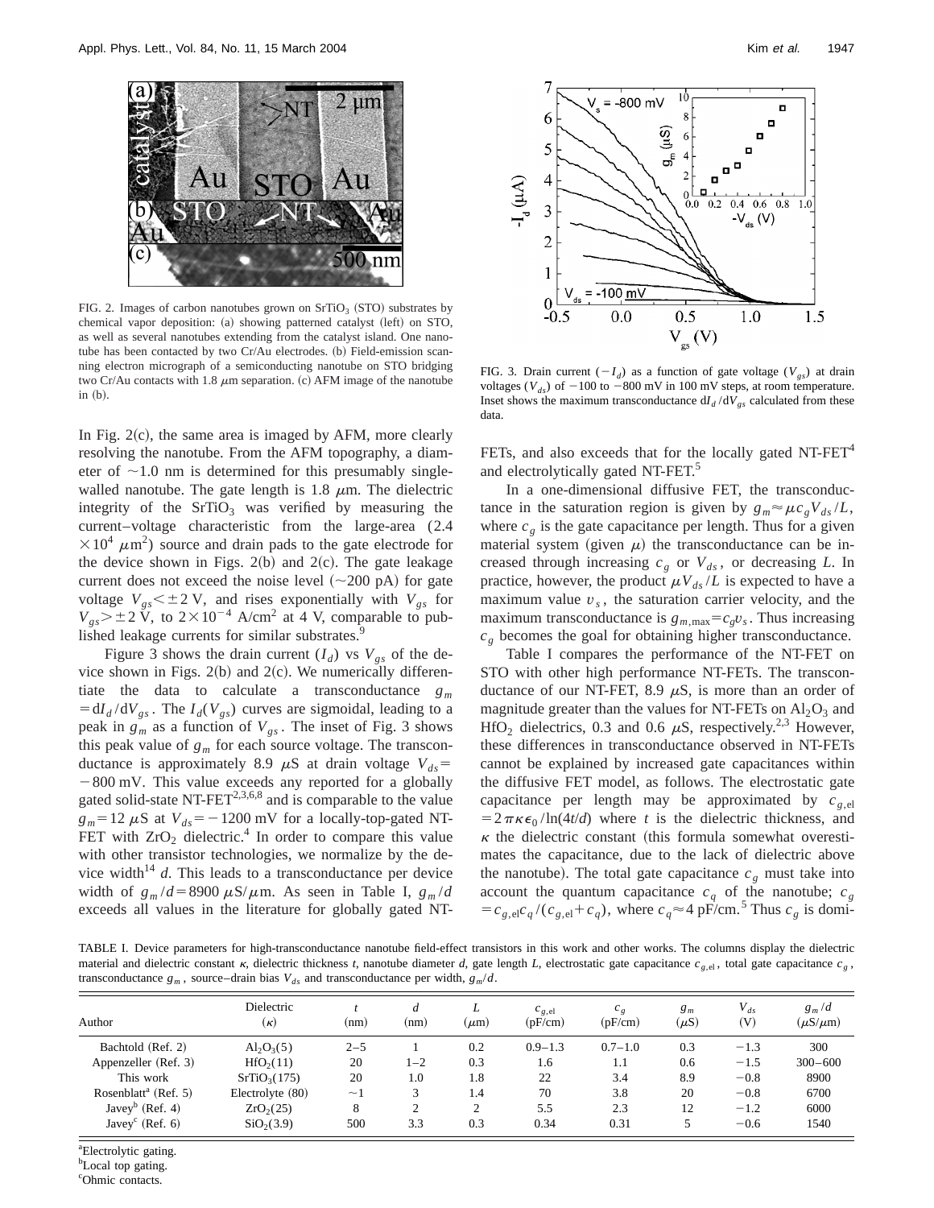FIG. 2. Images of carbon nanotubes grown on $SrTiO_3$ (STO) substrates by chemical vapor deposition: (a) showing patterned catalyst (left) on STO, as well as several nanotubes extending from the catalyst island. One nanotube has been contacted by two Cr/Au electrodes. (b) Field-emission scanning electron micrograph of a semiconducting nanotube on STO bridging two Cr/Au contacts with 1.8 $\mu$m separation. (c) AFM image of the nanotube in (b).

In Fig. 2(c), the same area is imaged by AFM, more clearly resolving the nanotube. From the AFM topography, a diameter of ~1.0 nm is determined for this presumably single-walled nanotube. The gate length is 1.8 $\mu$m. The dielectric integrity of the $SrTiO_3$ was verified by measuring the current–voltage characteristic from the large-area ($2.4 \times 10^4$ $\mu m^2$) source and drain pads to the gate electrode for the device shown in Figs. 2(b) and 2(c). The gate leakage current does not exceed the noise level (~200 pA) for gate voltage $V_{gs} < \pm 2$ V, and rises exponentially with $V_{gs}$ for $V_{gs} > \pm 2$ V, to $2 \times 10^{-4}$ A/cm$^2$ at 4 V, comparable to published leakage currents for similar substrates.[9]

Figure 3 shows the drain current ($I_d$) vs $V_{gs}$ of the device shown in Figs. 2(b) and 2(c). We numerically differentiate the data to calculate a transconductance $g_m = dI_d/dV_{gs}$. The $I_d(V_{gs})$ curves are sigmoidal, leading to a peak in $g_m$ as a function of $V_{gs}$. The inset of Fig. 3 shows this peak value of $g_m$ for each source voltage. The transconductance is approximately 8.9 $\mu$S at drain voltage $V_{ds} = -800$ mV. This value exceeds any reported for a globally gated solid-state NT-FET[2,3,6,8] and is comparable to the value $g_m = 12$ $\mu$S at $V_{ds} = -1200$ mV for a locally-top-gated NT-FET with $ZrO_2$ dielectric.[4] In order to compare this value with other transistor technologies, we normalize by the device width[14] $d$. This leads to a transconductance per device width of $g_m/d = 8900$ $\mu$S/$\mu$m. As seen in Table I, $g_m/d$ exceeds all values in the literature for globally gated NT-FETs, and also exceeds that for the locally gated NT-FET[4] and electrolytically gated NT-FET.[5]

FIG. 3. Drain current ($-I_d$) as a function of gate voltage ($V_{gs}$) at drain voltages ($V_{ds}$) of $-100$ to $-800$ mV in 100 mV steps, at room temperature. Inset shows the maximum transconductance $dI_d/dV_{gs}$ calculated from these data.

In a one-dimensional diffusive FET, the transconductance in the saturation region is given by $g_m \approx \mu c_g V_{ds}/L$, where $c_g$ is the gate capacitance per length. Thus for a given material system (given $\mu$) the transconductance can be increased through increasing $c_g$ or $V_{ds}$, or decreasing $L$. In practice, however, the product $\mu V_{ds}/L$ is expected to have a maximum value $v_s$, the saturation carrier velocity, and the maximum transconductance is $g_{m,\max} = c_g v_s$. Thus increasing $c_g$ becomes the goal for obtaining higher transconductance.

Table I compares the performance of the NT-FET on STO with other high performance NT-FETs. The transconductance of our NT-FET, 8.9 $\mu$S, is more than an order of magnitude greater than the values for NT-FETs on $Al_2O_3$ and $HfO_2$ dielectrics, 0.3 and 0.6 $\mu$S, respectively.[2,3] However, these differences in transconductance observed in NT-FETs cannot be explained by increased gate capacitances within the diffusive FET model, as follows. The electrostatic gate capacitance per length may be approximated by $c_{g,\mathrm{el}} = 2\pi\kappa\epsilon_0/\ln(4t/d)$ where $t$ is the dielectric thickness, and $\kappa$ the dielectric constant (this formula somewhat overestimates the capacitance, due to the lack of dielectric above the nanotube). The total gate capacitance $c_g$ must take into account the quantum capacitance $c_q$ of the nanotube; $c_g = c_{g,\mathrm{el}} c_q/(c_{g,\mathrm{el}} + c_q)$, where $c_q \approx 4$ pF/cm.[5] Thus $c_g$ is domi-

TABLE I. Device parameters for high-transconductance nanotube field-effect transistors in this work and other works. The columns display the dielectric material and dielectric constant $\kappa$, dielectric thickness $t$, nanotube diameter $d$, gate length $L$, electrostatic gate capacitance $c_{g,\mathrm{el}}$, total gate capacitance $c_g$, transconductance $g_m$, source–drain bias $V_{ds}$ and transconductance per width, $g_m/d$.

| Author | Dielectric ($\kappa$) | $t$ (nm) | $d$ (nm) | $L$ ($\mu$m) | $c_{g,\mathrm{el}}$ (pF/cm) | $c_g$ (pF/cm) | $g_m$ ($\mu$S) | $V_{ds}$ (V) | $g_m/d$ ($\mu$S/$\mu$m) |
|---|---|---|---|---|---|---|---|---|---|
| Bachtold (Ref. 2) | $Al_2O_3$(5) | 2–5 | 1 | 0.2 | 0.9–1.3 | 0.7–1.0 | 0.3 | $-1.3$ | 300 |
| Appenzeller (Ref. 3) | $HfO_2$(11) | 20 | 1–2 | 0.3 | 1.6 | 1.1 | 0.6 | $-1.5$ | 300–600 |
| This work | $SrTiO_3$(175) | 20 | 1.0 | 1.8 | 22 | 3.4 | 8.9 | $-0.8$ | 8900 |
| Rosenblatt[a] (Ref. 5) | Electrolyte (80) | ~1 | 3 | 1.4 | 70 | 3.8 | 20 | $-0.8$ | 6700 |
| Javey[b] (Ref. 4) | $ZrO_2$(25) | 8 | 2 | 2 | 5.5 | 2.3 | 12 | $-1.2$ | 6000 |
| Javey[c] (Ref. 6) | $SiO_2$(3.9) | 500 | 3.3 | 0.3 | 0.34 | 0.31 | 5 | $-0.6$ | 1540 |

[a]Electrolytic gating.
[b]Local top gating.
[c]Ohmic contacts.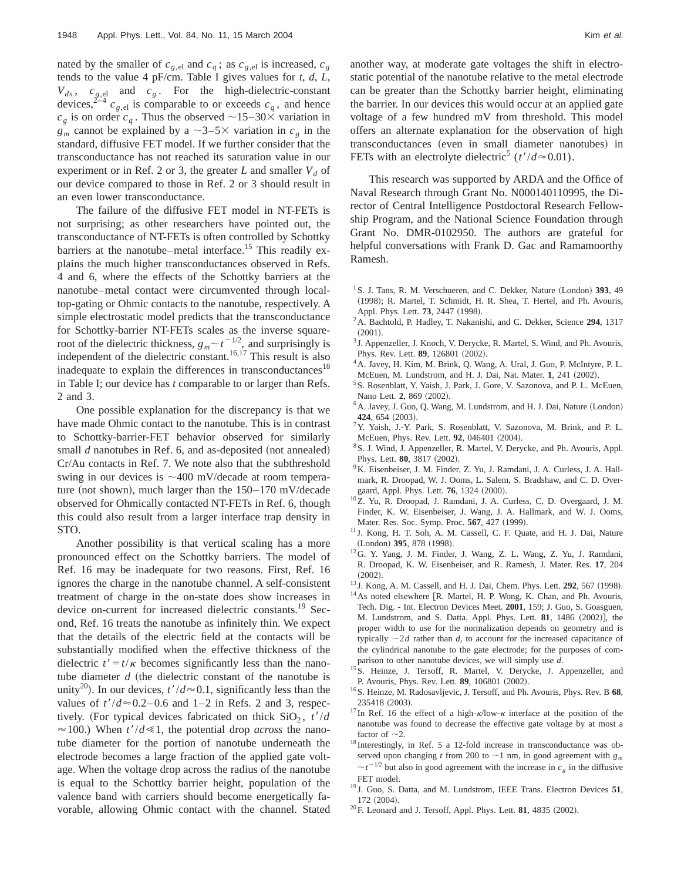nated by the smaller of $c_{g,\mathrm{el}}$ and $c_q$; as $c_{g,\mathrm{el}}$ is increased, $c_g$ tends to the value 4 pF/cm. Table I gives values for $t$, $d$, $L$, $V_{ds}$, $c_{g,\mathrm{el}}$ and $c_g$. For the high-dielectric-constant devices,[2–4] $c_{g,\mathrm{el}}$ is comparable to or exceeds $c_q$, and hence $c_g$ is on order $c_q$. Thus the observed ~15–30× variation in $g_m$ cannot be explained by a ~3–5× variation in $c_g$ in the standard, diffusive FET model. If we further consider that the transconductance has not reached its saturation value in our experiment or in Ref. 2 or 3, the greater $L$ and smaller $V_d$ of our device compared to those in Ref. 2 or 3 should result in an even lower transconductance.

The failure of the diffusive FET model in NT-FETs is not surprising; as other researchers have pointed out, the transconductance of NT-FETs is often controlled by Schottky barriers at the nanotube–metal interface.[15] This readily explains the much higher transconductances observed in Refs. 4 and 6, where the effects of the Schottky barriers at the nanotube–metal contact were circumvented through local-top-gating or Ohmic contacts to the nanotube, respectively. A simple electrostatic model predicts that the transconductance for Schottky-barrier NT-FETs scales as the inverse square-root of the dielectric thickness, $g_m \sim t^{-1/2}$, and surprisingly is independent of the dielectric constant.[16,17] This result is also inadequate to explain the differences in transconductances[18] in Table I; our device has $t$ comparable to or larger than Refs. 2 and 3.

One possible explanation for the discrepancy is that we have made Ohmic contact to the nanotube. This is in contrast to Schottky-barrier-FET behavior observed for similarly small $d$ nanotubes in Ref. 6, and as-deposited (not annealed) Cr/Au contacts in Ref. 7. We note also that the subthreshold swing in our devices is ~400 mV/decade at room temperature (not shown), much larger than the 150–170 mV/decade observed for Ohmically contacted NT-FETs in Ref. 6, though this could also result from a larger interface trap density in STO.

Another possibility is that vertical scaling has a more pronounced effect on the Schottky barriers. The model of Ref. 16 may be inadequate for two reasons. First, Ref. 16 ignores the charge in the nanotube channel. A self-consistent treatment of charge in the on-state does show increases in device on-current for increased dielectric constants.[19] Second, Ref. 16 treats the nanotube as infinitely thin. We expect that the details of the electric field at the contacts will be substantially modified when the effective thickness of the dielectric $t' = t/\kappa$ becomes significantly less than the nanotube diameter $d$ (the dielectric constant of the nanotube is unity[20]). In our devices, $t'/d \approx 0.1$, significantly less than the values of $t'/d \approx 0.2$–$0.6$ and 1–2 in Refs. 2 and 3, respectively. (For typical devices fabricated on thick $SiO_2$, $t'/d \approx 100$.) When $t'/d \ll 1$, the potential drop *across* the nanotube diameter for the portion of nanotube underneath the electrode becomes a large fraction of the applied gate voltage. When the voltage drop across the radius of the nanotube is equal to the Schottky barrier height, population of the valence band with carriers should become energetically favorable, allowing Ohmic contact with the channel. Stated another way, at moderate gate voltages the shift in electrostatic potential of the nanotube relative to the metal electrode can be greater than the Schottky barrier height, eliminating the barrier. In our devices this would occur at an applied gate voltage of a few hundred mV from threshold. This model offers an alternate explanation for the observation of high transconductances (even in small diameter nanotubes) in FETs with an electrolyte dielectric[5] ($t'/d \approx 0.01$).

This research was supported by ARDA and the Office of Naval Research through Grant No. N000140110995, the Director of Central Intelligence Postdoctoral Research Fellowship Program, and the National Science Foundation through Grant No. DMR-0102950. The authors are grateful for helpful conversations with Frank D. Gac and Ramamoorthy Ramesh.

[1] S. J. Tans, R. M. Verschueren, and C. Dekker, Nature (London) **393**, 49 (1998); R. Martel, T. Schmidt, H. R. Shea, T. Hertel, and Ph. Avouris, Appl. Phys. Lett. **73**, 2447 (1998).
[2] A. Bachtold, P. Hadley, T. Nakanishi, and C. Dekker, Science **294**, 1317 (2001).
[3] J. Appenzeller, J. Knoch, V. Derycke, R. Martel, S. Wind, and Ph. Avouris, Phys. Rev. Lett. **89**, 126801 (2002).
[4] A. Javey, H. Kim, M. Brink, Q. Wang, A. Ural, J. Guo, P. McIntyre, P. L. McEuen, M. Lundstrom, and H. J. Dai, Nat. Mater. **1**, 241 (2002).
[5] S. Rosenblatt, Y. Yaish, J. Park, J. Gore, V. Sazonova, and P. L. McEuen, Nano Lett. **2**, 869 (2002).
[6] A. Javey, J. Guo, Q. Wang, M. Lundstrom, and H. J. Dai, Nature (London) **424**, 654 (2003).
[7] Y. Yaish, J.-Y. Park, S. Rosenblatt, V. Sazonova, M. Brink, and P. L. McEuen, Phys. Rev. Lett. **92**, 046401 (2004).
[8] S. J. Wind, J. Appenzeller, R. Martel, V. Derycke, and Ph. Avouris, Appl. Phys. Lett. **80**, 3817 (2002).
[9] K. Eisenbeiser, J. M. Finder, Z. Yu, J. Ramdani, J. A. Curless, J. A. Hallmark, R. Droopad, W. J. Ooms, L. Salem, S. Bradshaw, and C. D. Overgaard, Appl. Phys. Lett. **76**, 1324 (2000).
[10] Z. Yu, R. Droopad, J. Ramdani, J. A. Curless, C. D. Overgaard, J. M. Finder, K. W. Eisenbeiser, J. Wang, J. A. Hallmark, and W. J. Ooms, Mater. Res. Soc. Symp. Proc. **567**, 427 (1999).
[11] J. Kong, H. T. Soh, A. M. Cassell, C. F. Quate, and H. J. Dai, Nature (London) **395**, 878 (1998).
[12] G. Y. Yang, J. M. Finder, J. Wang, Z. L. Wang, Z. Yu, J. Ramdani, R. Droopad, K. W. Eisenbeiser, and R. Ramesh, J. Mater. Res. **17**, 204 (2002).
[13] J. Kong, A. M. Cassell, and H. J. Dai, Chem. Phys. Lett. **292**, 567 (1998).
[14] As noted elsewhere [R. Martel, H. P. Wong, K. Chan, and Ph. Avouris, Tech. Dig. - Int. Electron Devices Meet. **2001**, 159; J. Guo, S. Goasguen, M. Lundstrom, and S. Datta, Appl. Phys. Lett. **81**, 1486 (2002)], the proper width to use for the normalization depends on geometry and is typically ~$2d$ rather than $d$, to account for the increased capacitance of the cylindrical nanotube to the gate electrode; for the purposes of comparison to other nanotube devices, we will simply use $d$.
[15] S. Heinze, J. Tersoff, R. Martel, V. Derycke, J. Appenzeller, and P. Avouris, Phys. Rev. Lett. **89**, 106801 (2002).
[16] S. Heinze, M. Radosavljevic, J. Tersoff, and Ph. Avouris, Phys. Rev. B **68**, 235418 (2003).
[17] In Ref. 16 the effect of a high-$\kappa$/low-$\kappa$ interface at the position of the nanotube was found to decrease the effective gate voltage by at most a factor of ~2.
[18] Interestingly, in Ref. 5 a 12-fold increase in transconductance was observed upon changing $t$ from 200 to ~1 nm, in good agreement with $g_m \sim t^{-1/2}$ but also in good agreement with the increase in $c_g$ in the diffusive FET model.
[19] J. Guo, S. Datta, and M. Lundstrom, IEEE Trans. Electron Devices **51**, 172 (2004).
[20] F. Leonard and J. Tersoff, Appl. Phys. Lett. **81**, 4835 (2002).